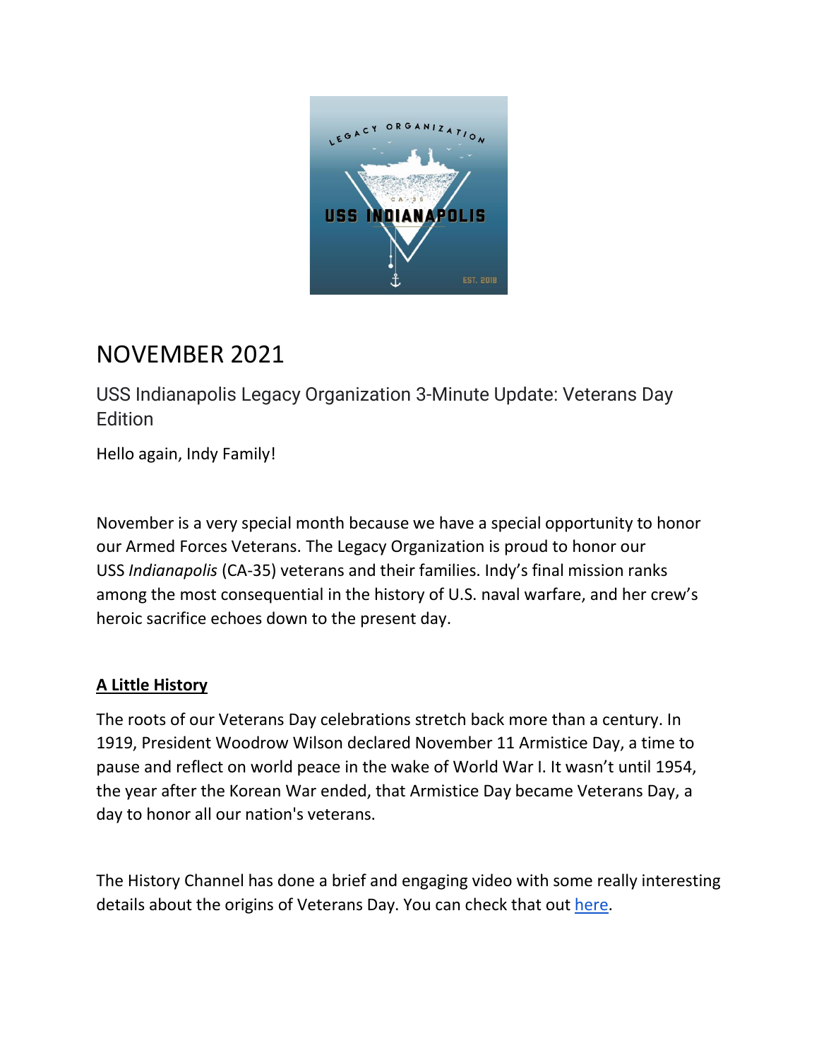# NOVEMBER 2021

## USS Indianapolis Legacy Organization 3-Minute Update: Veterans Day Edition

Hello again, Indy Family!

November is a very special month because we have a special opportunity to honor our Armed Forces Veterans. The Legacy Organization is proud to honor our USS *Indianapolis* (CA-35) veterans and their families. Indy's final mission ranks among the most consequential in the history of U.S. naval warfare, and her crew's heroic sacrifice echoes down to the present day.

**A Little History**

The roots of our Veterans Day celebrations stretch back more than a century. In 1919, President Woodrow Wilson declared November 11 Armistice Day, a time to pause and reflect on world peace in the wake of World War I. It wasn't until 1954, the year after the Korean War ended, that Armistice Day became Veterans Day, a day to honor all our nation's veterans.

The History Channel has done a brief and engaging video with some really interesting details about the origins of Veterans Day. You can check that out here.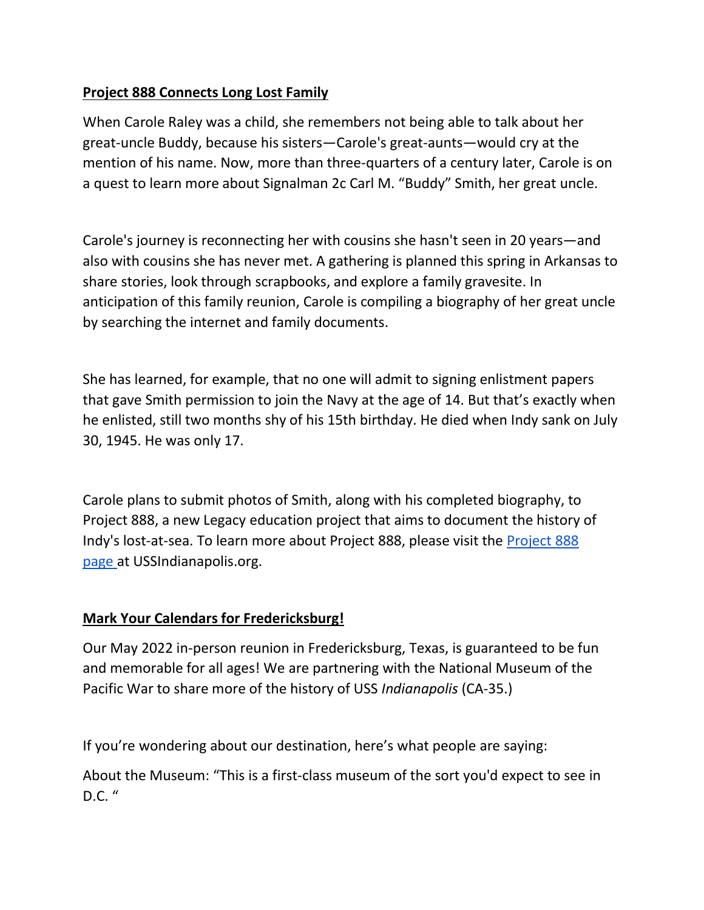## **Project 888 Connects Long Lost Family**

When Carole Raley was a child, she remembers not being able to talk about her great-uncle Buddy, because his sisters—Carole's great-aunts—would cry at the mention of his name. Now, more than three-quarters of a century later, Carole is on a quest to learn more about Signalman 2c Carl M. "Buddy" Smith, her great uncle.

Carole's journey is reconnecting her with cousins she hasn't seen in 20 years—and also with cousins she has never met. A gathering is planned this spring in Arkansas to share stories, look through scrapbooks, and explore a family gravesite. In anticipation of this family reunion, Carole is compiling a biography of her great uncle by searching the internet and family documents.

She has learned, for example, that no one will admit to signing enlistment papers that gave Smith permission to join the Navy at the age of 14. But that's exactly when he enlisted, still two months shy of his 15th birthday. He died when Indy sank on July 30, 1945. He was only 17.

Carole plans to submit photos of Smith, along with his completed biography, to Project 888, a new Legacy education project that aims to document the history of Indy's lost-at-sea. To learn more about Project 888, please visit the [Project 888 page](Project 888 page) at USSIndianapolis.org.

## **Mark Your Calendars for Fredericksburg!**

Our May 2022 in-person reunion in Fredericksburg, Texas, is guaranteed to be fun and memorable for all ages! We are partnering with the National Museum of the Pacific War to share more of the history of USS *Indianapolis* (CA-35.)

If you're wondering about our destination, here's what people are saying:

About the Museum: "This is a first-class museum of the sort you'd expect to see in D.C. "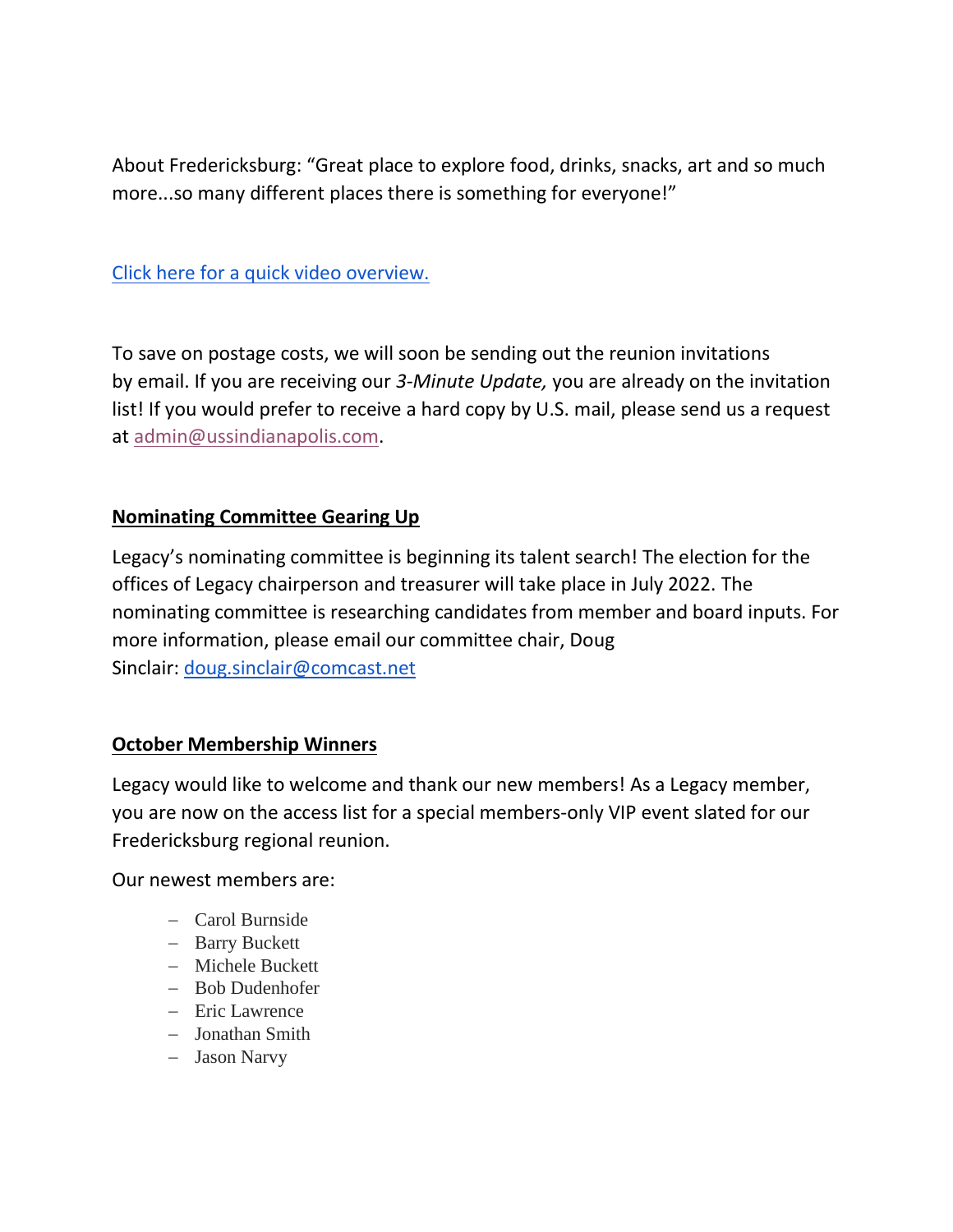About Fredericksburg: “Great place to explore food, drinks, snacks, art and so much more...so many different places there is something for everyone!”

[Click here for a quick video overview.]()

To save on postage costs, we will soon be sending out the reunion invitations by email. If you are receiving our *3-Minute Update,* you are already on the invitation list! If you would prefer to receive a hard copy by U.S. mail, please send us a request at admin@ussindianapolis.com.

## Nominating Committee Gearing Up

Legacy’s nominating committee is beginning its talent search! The election for the offices of Legacy chairperson and treasurer will take place in July 2022. The nominating committee is researching candidates from member and board inputs. For more information, please email our committee chair, Doug Sinclair: doug.sinclair@comcast.net

## October Membership Winners

Legacy would like to welcome and thank our new members! As a Legacy member, you are now on the access list for a special members-only VIP event slated for our Fredericksburg regional reunion.

Our newest members are:

- Carol Burnside
- Barry Buckett
- Michele Buckett
- Bob Dudenhofer
- Eric Lawrence
- Jonathan Smith
- Jason Narvy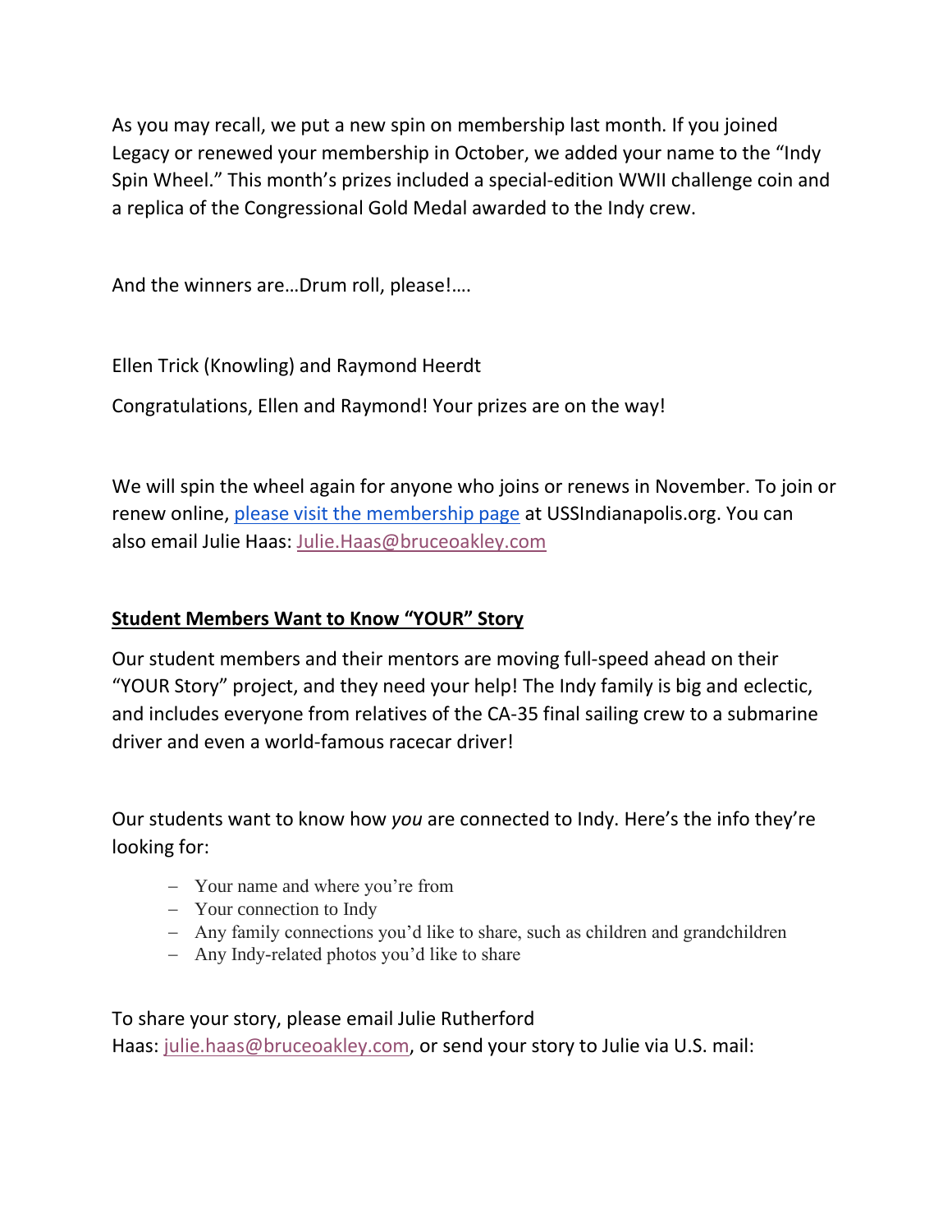As you may recall, we put a new spin on membership last month. If you joined Legacy or renewed your membership in October, we added your name to the "Indy Spin Wheel." This month's prizes included a special-edition WWII challenge coin and a replica of the Congressional Gold Medal awarded to the Indy crew.

And the winners are…Drum roll, please!….

Ellen Trick (Knowling) and Raymond Heerdt

Congratulations, Ellen and Raymond! Your prizes are on the way!

We will spin the wheel again for anyone who joins or renews in November. To join or renew online, please visit the membership page at USSIndianapolis.org. You can also email Julie Haas: Julie.Haas@bruceoakley.com

**Student Members Want to Know "YOUR" Story**

Our student members and their mentors are moving full-speed ahead on their "YOUR Story" project, and they need your help! The Indy family is big and eclectic, and includes everyone from relatives of the CA-35 final sailing crew to a submarine driver and even a world-famous racecar driver!

Our students want to know how *you* are connected to Indy. Here's the info they're looking for:

- Your name and where you're from
- Your connection to Indy
- Any family connections you'd like to share, such as children and grandchildren
- Any Indy-related photos you'd like to share

To share your story, please email Julie Rutherford Haas: julie.haas@bruceoakley.com, or send your story to Julie via U.S. mail: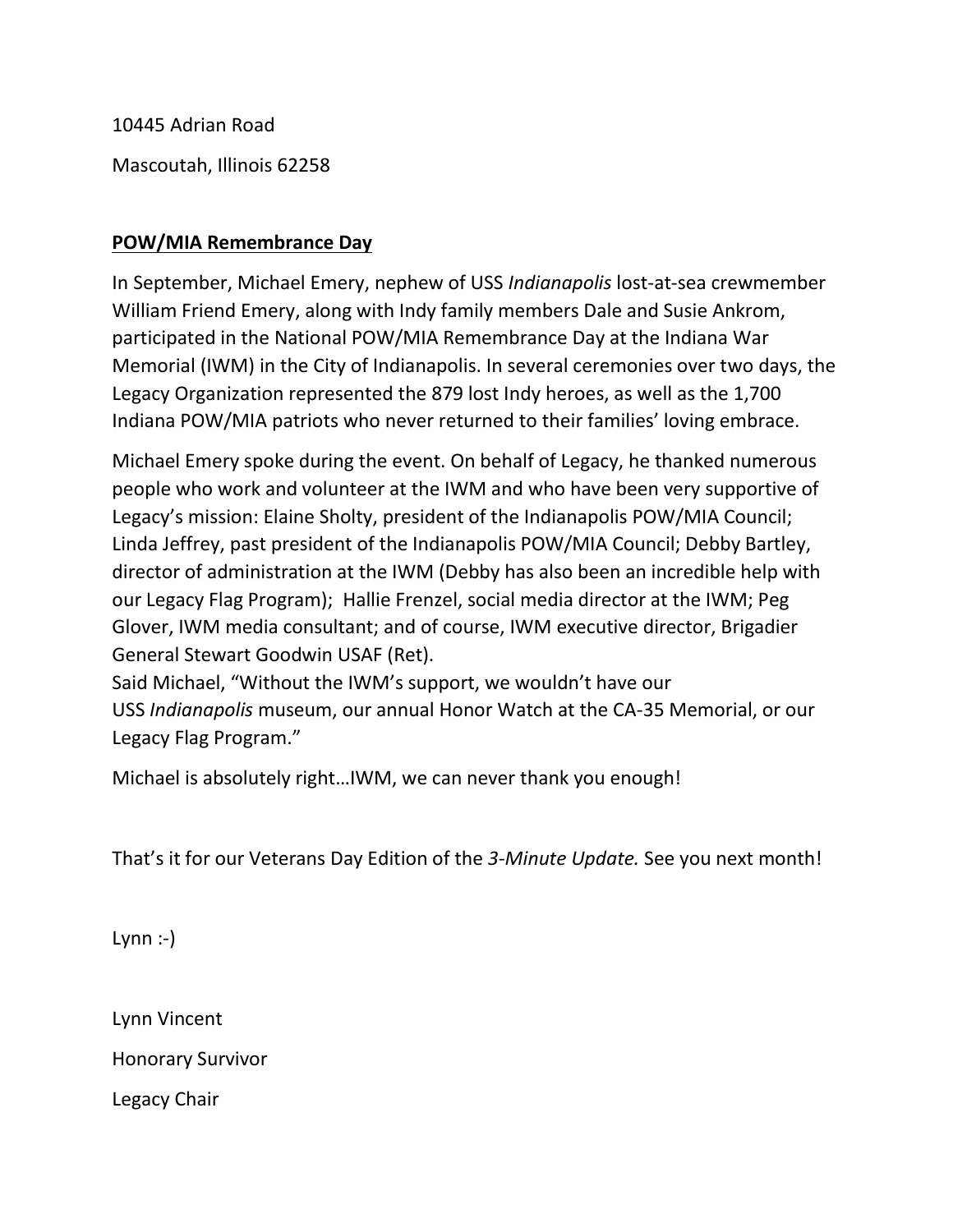10445 Adrian Road

Mascoutah, Illinois 62258

**<u>POW/MIA Remembrance Day</u>**

In September, Michael Emery, nephew of USS *Indianapolis* lost-at-sea crewmember William Friend Emery, along with Indy family members Dale and Susie Ankrom, participated in the National POW/MIA Remembrance Day at the Indiana War Memorial (IWM) in the City of Indianapolis. In several ceremonies over two days, the Legacy Organization represented the 879 lost Indy heroes, as well as the 1,700 Indiana POW/MIA patriots who never returned to their families' loving embrace.

Michael Emery spoke during the event. On behalf of Legacy, he thanked numerous people who work and volunteer at the IWM and who have been very supportive of Legacy's mission: Elaine Sholty, president of the Indianapolis POW/MIA Council; Linda Jeffrey, past president of the Indianapolis POW/MIA Council; Debby Bartley, director of administration at the IWM (Debby has also been an incredible help with our Legacy Flag Program); Hallie Frenzel, social media director at the IWM; Peg Glover, IWM media consultant; and of course, IWM executive director, Brigadier General Stewart Goodwin USAF (Ret).
Said Michael, "Without the IWM's support, we wouldn't have our USS *Indianapolis* museum, our annual Honor Watch at the CA-35 Memorial, or our Legacy Flag Program."

Michael is absolutely right…IWM, we can never thank you enough!

That's it for our Veterans Day Edition of the *3-Minute Update.* See you next month!

Lynn :-)

Lynn Vincent

Honorary Survivor

Legacy Chair